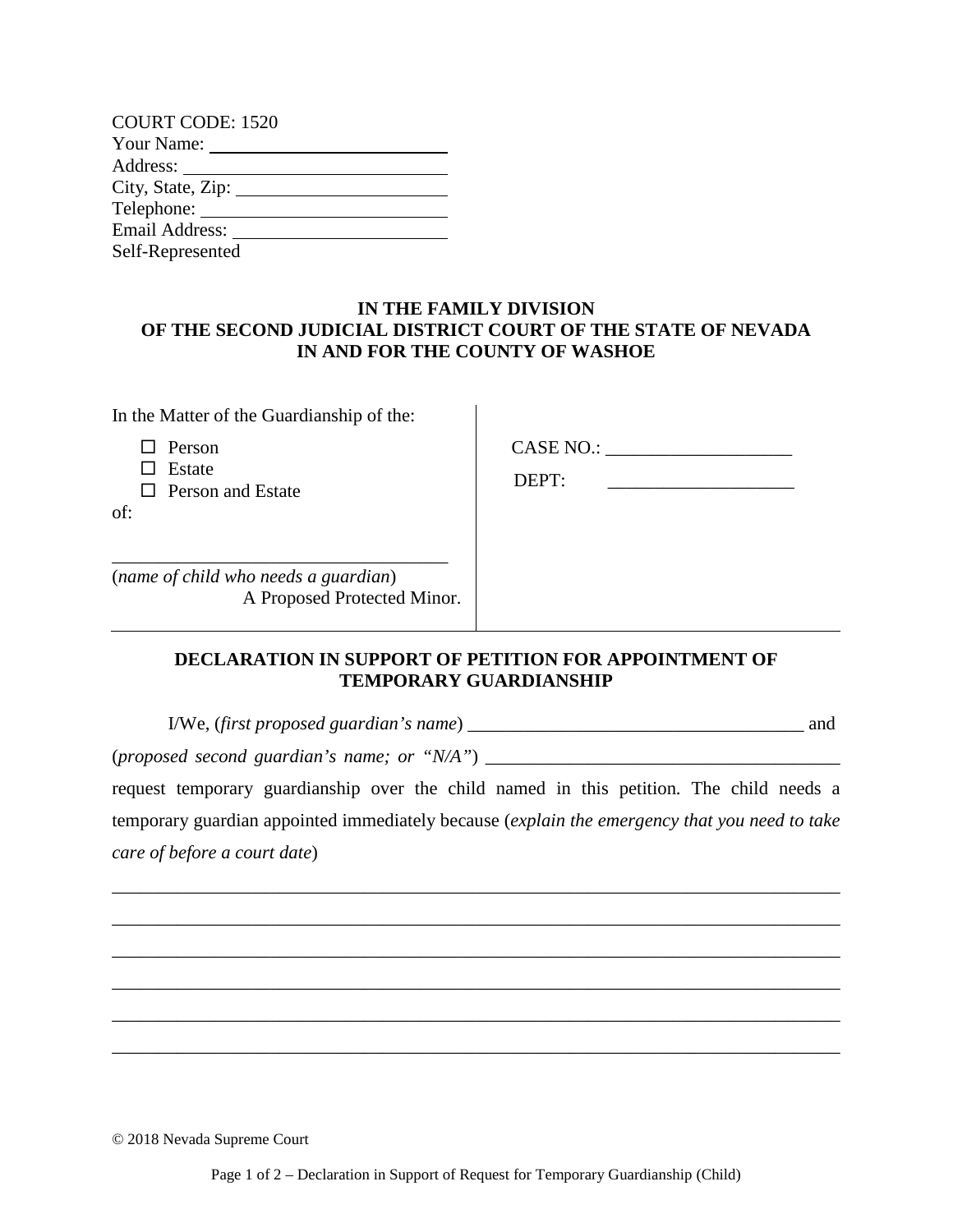COURT CODE: 1520
Your Name: ______________________
Address: ______________________
City, State, Zip: ______________________
Telephone: ______________________
Email Address: ______________________
Self-Represented

**IN THE FAMILY DIVISION**
**OF THE SECOND JUDICIAL DISTRICT COURT OF THE STATE OF NEVADA**
**IN AND FOR THE COUNTY OF WASHOE**

| In the Matter of the Guardianship of the: | |
|---|---|
| ☐ Person<br>☐ Estate<br>☐ Person and Estate<br>of:<br><br>____________________________________<br>(*name of child who needs a guardian*)<br>A Proposed Protected Minor. | CASE NO.: ____________________<br><br>DEPT: ____________________ |

**DECLARATION IN SUPPORT OF PETITION FOR APPOINTMENT OF TEMPORARY GUARDIANSHIP**

I/We, (*first proposed guardian's name*) ____________________________________ and (*proposed second guardian's name; or "N/A"*) ____________________________________ request temporary guardianship over the child named in this petition. The child needs a temporary guardian appointed immediately because (*explain the emergency that you need to take care of before a court date*)

______________________________________________________________________________

______________________________________________________________________________

______________________________________________________________________________

______________________________________________________________________________

______________________________________________________________________________

______________________________________________________________________________

© 2018 Nevada Supreme Court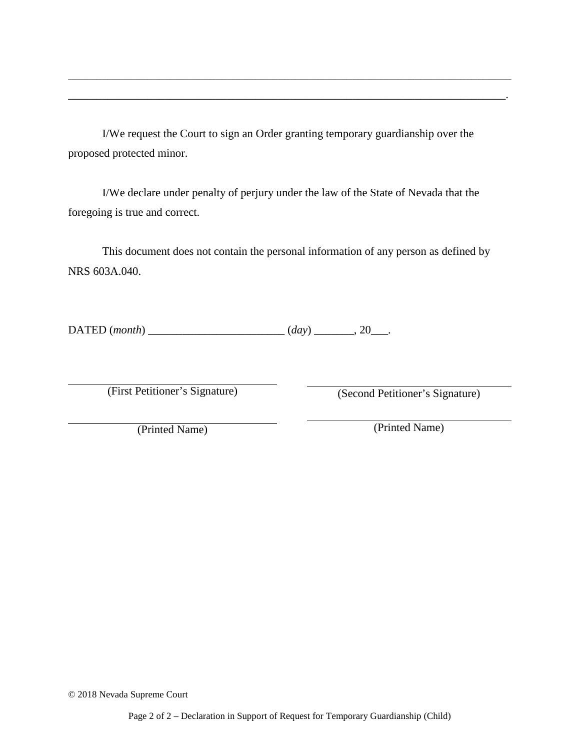______________________________________________________________________________

_____________________________________________________________________________.

I/We request the Court to sign an Order granting temporary guardianship over the proposed protected minor.

I/We declare under penalty of perjury under the law of the State of Nevada that the foregoing is true and correct.

This document does not contain the personal information of any person as defined by NRS 603A.040.

DATED (*month*) ________________________ (*day*) _______, 20___.

| | |
|---|---|
| ______________________________ | ______________________________ |
| (First Petitioner's Signature) | (Second Petitioner's Signature) |
| ______________________________ | ______________________________ |
| (Printed Name) | (Printed Name) |

© 2018 Nevada Supreme Court

Declaration in Support of Request for Temporary Guardianship (Child)